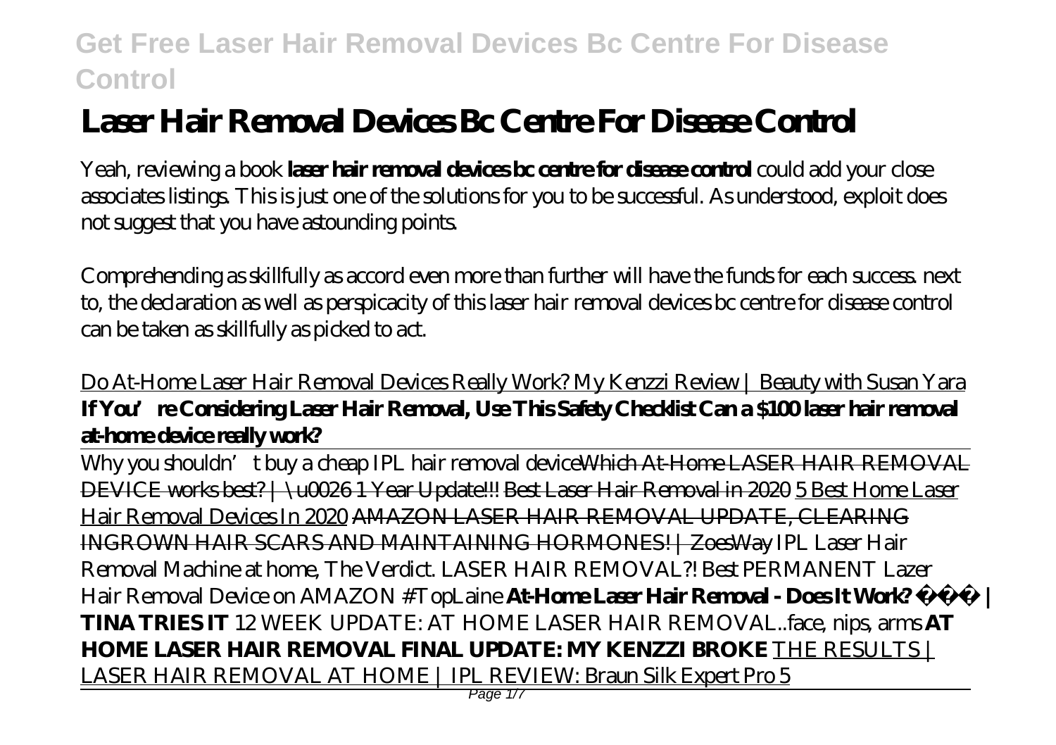# Laser Hair Removal Devices Bc Centre For Disease Control

Yeah, reviewing a book **laser hair removal devices bc centre for disease control** could add your close associates listings. This is just one of the solutions for you to be successful. As understood, exploit does not suggest that you have astounding points.

Comprehending as skillfully as accord even more than further will have the funds for each success. next to, the declaration as well as perspicacity of this laser hair removal devices bc centre for disease control can be taken as skillfully as picked to act.

Do At-Home Laser Hair Removal Devices Really Work? My Kenzzi Review | Beauty with Susan Yara **If You're Considering Laser Hair Removal, Use This Safety Checklist Can a $100 laser hair removal at-home device really work?**

Why you shouldn't buy a cheap IPL hair removal device Which At-Home LASER HAIR REMOVAL DEVICE works best? | \u0026 1 Year Update!!! Best Laser Hair Removal in 2020 5 Best Home Laser Hair Removal Devices In 2020 AMAZON LASER HAIR REMOVAL UPDATE, CLEARING INGROWN HAIR SCARS AND MAINTAINING HORMONES! | ZoesWay *IPL Laser Hair Removal Machine at home, The Verdict. LASER HAIR REMOVAL?! Best PERMANENT Lazer Hair Removal Device on AMAZON #TopLaine* **At-Home Laser Hair Removal - Does It Work? | TINA TRIES IT** *12 WEEK UPDATE: AT HOME LASER HAIR REMOVAL..face, nips, arms* **AT HOME LASER HAIR REMOVAL FINAL UPDATE: MY KENZZI BROKE** THE RESULTS | LASER HAIR REMOVAL AT HOME | IPL REVIEW: Braun Silk Expert Pro 5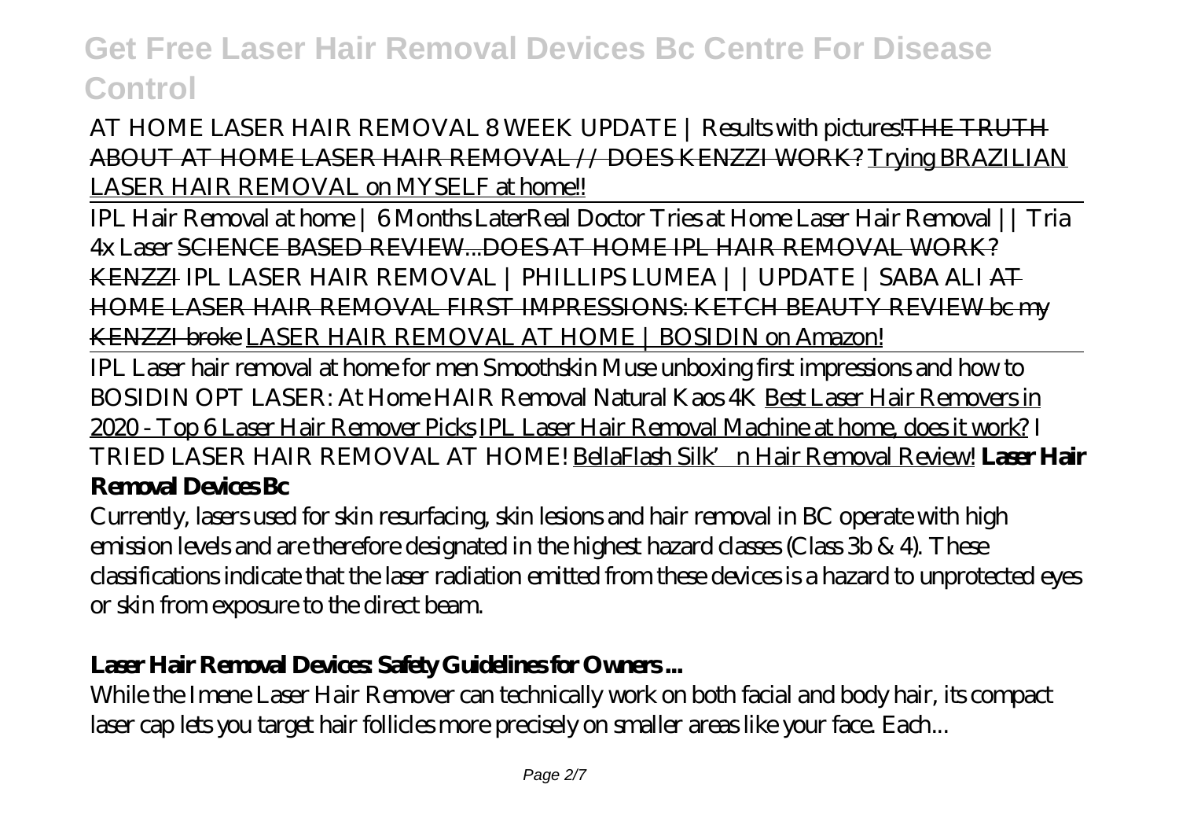AT HOME LASER HAIR REMOVAL 8 WEEK UPDATE | Results with pictures! ~~THE TRUTH ABOUT AT HOME LASER HAIR REMOVAL // DOES KENZZI WORK?~~ Trying BRAZILIAN LASER HAIR REMOVAL on MYSELF at home!!

IPL Hair Removal at home | 6 Months Later *Real Doctor Tries at Home Laser Hair Removal || Tria 4x Laser* ~~SCIENCE BASED REVIEW...DOES AT HOME IPL HAIR REMOVAL WORK? KENZZI~~ *IPL LASER HAIR REMOVAL | PHILLIPS LUMEA | | UPDATE | SABA ALI* ~~AT HOME LASER HAIR REMOVAL FIRST IMPRESSIONS: KETCH BEAUTY REVIEW bc my KENZZI broke~~ LASER HAIR REMOVAL AT HOME | BOSIDIN on Amazon!

IPL Laser hair removal at home for men *Smoothskin Muse unboxing first impressions and how to* *BOSIDIN OPT LASER: At Home HAIR Removal Natural Kaos 4K* Best Laser Hair Removers in 2020 - Top 6 Laser Hair Remover Picks IPL Laser Hair Removal Machine at home, does it work? *I TRIED LASER HAIR REMOVAL AT HOME!* BellaFlash Silk'n Hair Removal Review! **Laser Hair Removal Devices Bc**

Currently, lasers used for skin resurfacing, skin lesions and hair removal in BC operate with high emission levels and are therefore designated in the highest hazard classes (Class 3b & 4). These classifications indicate that the laser radiation emitted from these devices is a hazard to unprotected eyes or skin from exposure to the direct beam.

## Laser Hair Removal Devices: Safety Guidelines for Owners ...

While the Imene Laser Hair Remover can technically work on both facial and body hair, its compact laser cap lets you target hair follicles more precisely on smaller areas like your face. Each...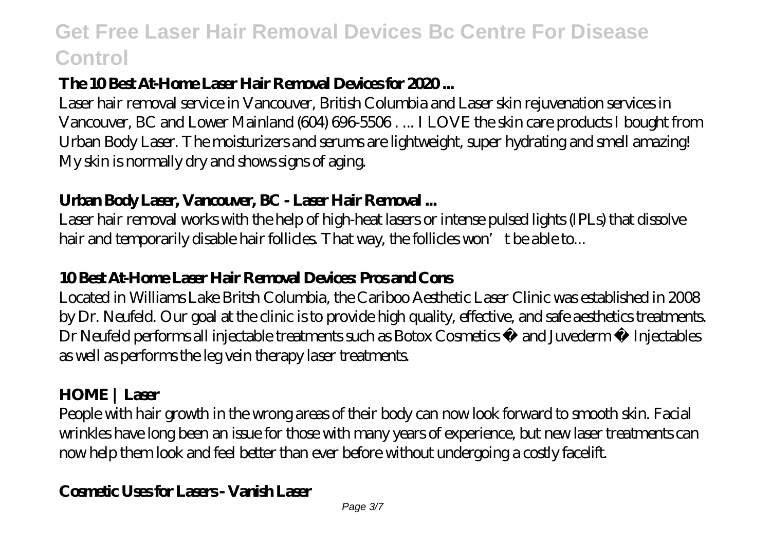### **The 10 Best At-Home Laser Hair Removal Devices for 2020 ...**

Laser hair removal service in Vancouver, British Columbia and Laser skin rejuvenation services in Vancouver, BC and Lower Mainland (604) 696-5506 . ... I LOVE the skin care products I bought from Urban Body Laser. The moisturizers and serums are lightweight, super hydrating and smell amazing! My skin is normally dry and shows signs of aging.

### **Urban Body Laser, Vancouver, BC - Laser Hair Removal ...**

Laser hair removal works with the help of high-heat lasers or intense pulsed lights (IPLs) that dissolve hair and temporarily disable hair follicles. That way, the follicles won't be able to...

### **10 Best At-Home Laser Hair Removal Devices: Pros and Cons**

Located in Williams Lake Britsh Columbia, the Cariboo Aesthetic Laser Clinic was established in 2008 by Dr. Neufeld. Our goal at the clinic is to provide high quality, effective, and safe aesthetics treatments. Dr Neufeld performs all injectable treatments such as Botox Cosmetics ® and Juvederm ® Injectables as well as performs the leg vein therapy laser treatments.

### **HOME | Laser**

People with hair growth in the wrong areas of their body can now look forward to smooth skin. Facial wrinkles have long been an issue for those with many years of experience, but new laser treatments can now help them look and feel better than ever before without undergoing a costly facelift.

### **Cosmetic Uses for Lasers - Vanish Laser**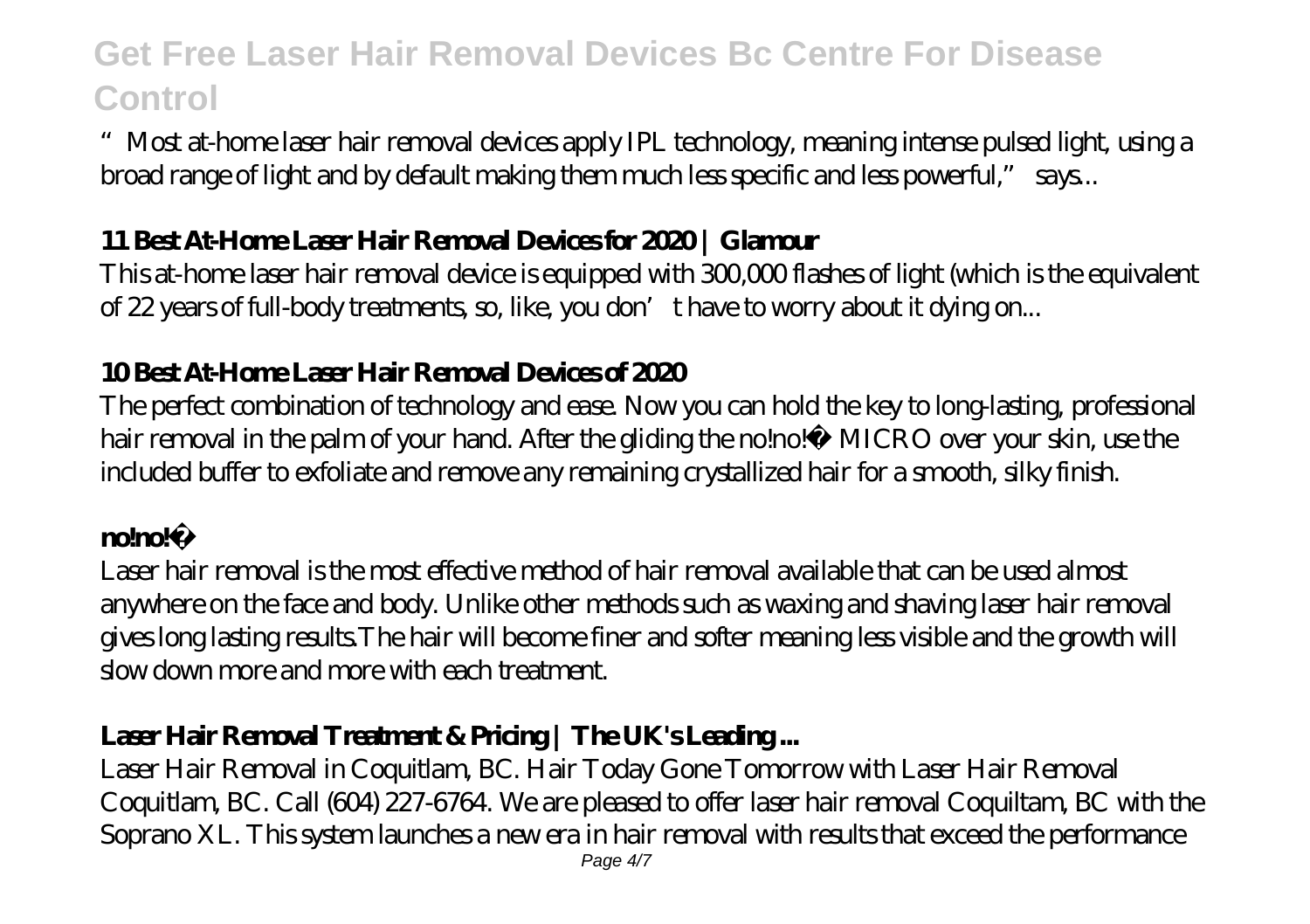"Most at-home laser hair removal devices apply IPL technology, meaning intense pulsed light, using a broad range of light and by default making them much less specific and less powerful," says...

## 11 Best At-Home Laser Hair Removal Devices for 2020 | Glamour

This at-home laser hair removal device is equipped with 300,000 flashes of light (which is the equivalent of 22 years of full-body treatments, so, like, you don't have to worry about it dying on...

## 10 Best At-Home Laser Hair Removal Devices of 2020

The perfect combination of technology and ease. Now you can hold the key to long-lasting, professional hair removal in the palm of your hand. After the gliding the no!no!� MICRO over your skin, use the included buffer to exfoliate and remove any remaining crystallized hair for a smooth, silky finish.

## no!no!�

Laser hair removal is the most effective method of hair removal available that can be used almost anywhere on the face and body. Unlike other methods such as waxing and shaving laser hair removal gives long lasting results.The hair will become finer and softer meaning less visible and the growth will slow down more and more with each treatment.

## Laser Hair Removal Treatment & Pricing | The UK's Leading ...

Laser Hair Removal in Coquitlam, BC. Hair Today Gone Tomorrow with Laser Hair Removal Coquitlam, BC. Call (604) 227-6764. We are pleased to offer laser hair removal Coquiltam, BC with the Soprano XL. This system launches a new era in hair removal with results that exceed the performance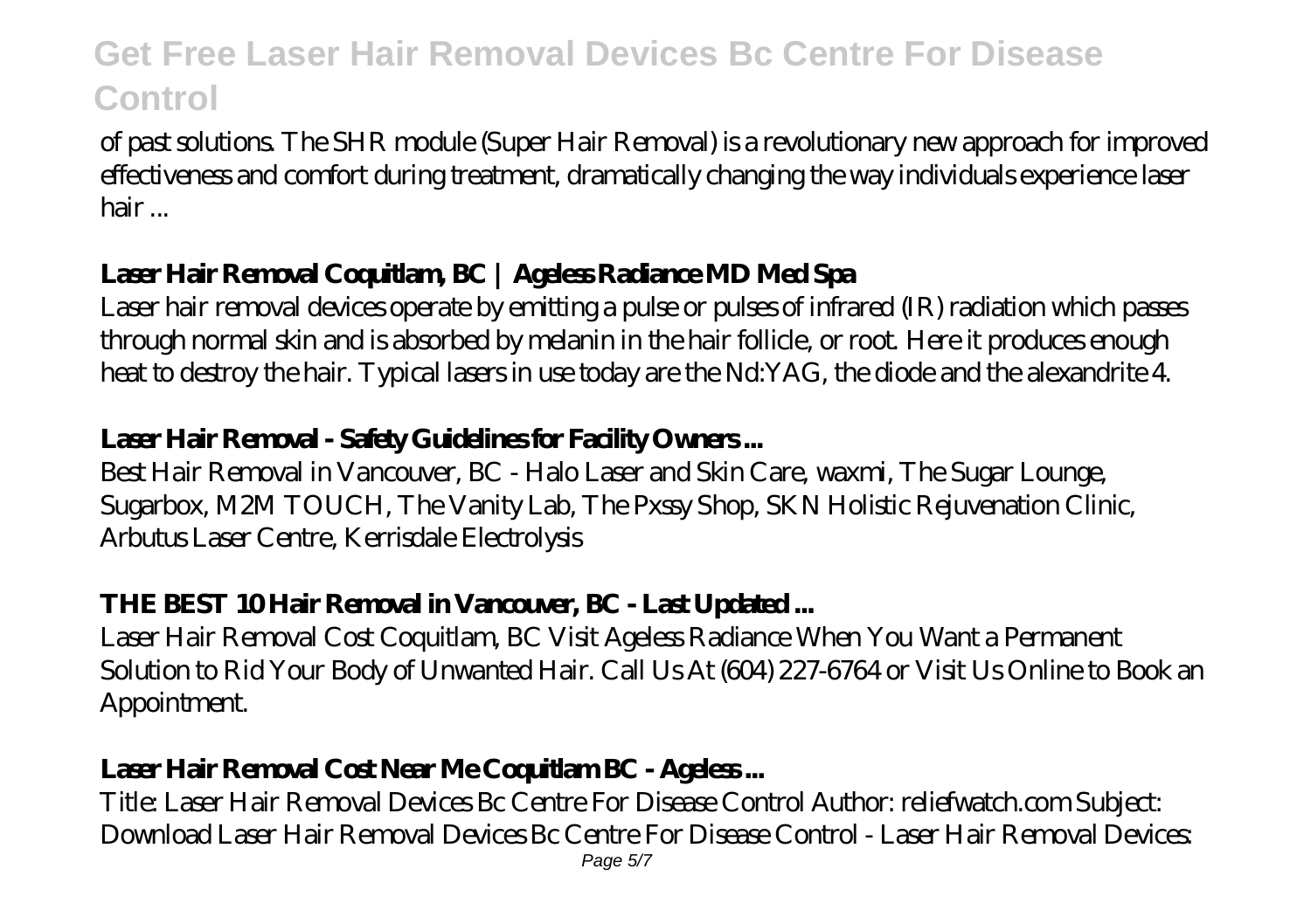of past solutions. The SHR module (Super Hair Removal) is a revolutionary new approach for improved effectiveness and comfort during treatment, dramatically changing the way individuals experience laser hair ...

### Laser Hair Removal Coquitlam, BC | Ageless Radiance MD Med Spa

Laser hair removal devices operate by emitting a pulse or pulses of infrared (IR) radiation which passes through normal skin and is absorbed by melanin in the hair follicle, or root. Here it produces enough heat to destroy the hair. Typical lasers in use today are the Nd:YAG, the diode and the alexandrite 4.

### Laser Hair Removal - Safety Guidelines for Facility Owners ...

Best Hair Removal in Vancouver, BC - Halo Laser and Skin Care, waxmi, The Sugar Lounge, Sugarbox, M2M TOUCH, The Vanity Lab, The Pxssy Shop, SKN Holistic Rejuvenation Clinic, Arbutus Laser Centre, Kerrisdale Electrolysis

### THE BEST 10 Hair Removal in Vancouver, BC - Last Updated ...

Laser Hair Removal Cost Coquitlam, BC Visit Ageless Radiance When You Want a Permanent Solution to Rid Your Body of Unwanted Hair. Call Us At (604) 227-6764 or Visit Us Online to Book an Appointment.

### Laser Hair Removal Cost Near Me Coquitlam BC - Ageless ...

Title: Laser Hair Removal Devices Bc Centre For Disease Control Author: reliefwatch.com Subject: Download Laser Hair Removal Devices Bc Centre For Disease Control - Laser Hair Removal Devices: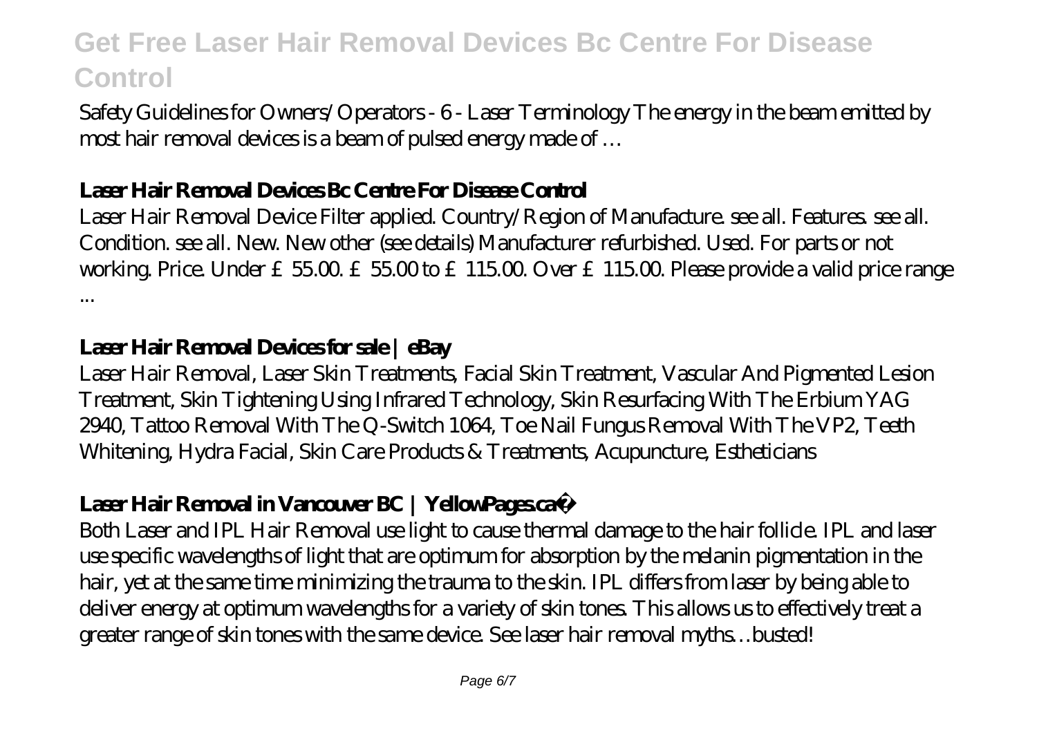Safety Guidelines for Owners/Operators - 6 - Laser Terminology The energy in the beam emitted by most hair removal devices is a beam of pulsed energy made of …

## Laser Hair Removal Devices Bc Centre For Disease Control

Laser Hair Removal Device Filter applied. Country/Region of Manufacture. see all. Features. see all. Condition. see all. New. New other (see details) Manufacturer refurbished. Used. For parts or not working. Price. Under £55.00. £55.00 to £115.00. Over £115.00. Please provide a valid price range ...

## Laser Hair Removal Devices for sale | eBay

Laser Hair Removal, Laser Skin Treatments, Facial Skin Treatment, Vascular And Pigmented Lesion Treatment, Skin Tightening Using Infrared Technology, Skin Resurfacing With The Erbium YAG 2940, Tattoo Removal With The Q-Switch 1064, Toe Nail Fungus Removal With The VP2, Teeth Whitening, Hydra Facial, Skin Care Products & Treatments, Acupuncture, Estheticians

## Laser Hair Removal in Vancouver BC | YellowPages.ca™

Both Laser and IPL Hair Removal use light to cause thermal damage to the hair follicle. IPL and laser use specific wavelengths of light that are optimum for absorption by the melanin pigmentation in the hair, yet at the same time minimizing the trauma to the skin. IPL differs from laser by being able to deliver energy at optimum wavelengths for a variety of skin tones. This allows us to effectively treat a greater range of skin tones with the same device. See laser hair removal myths…busted!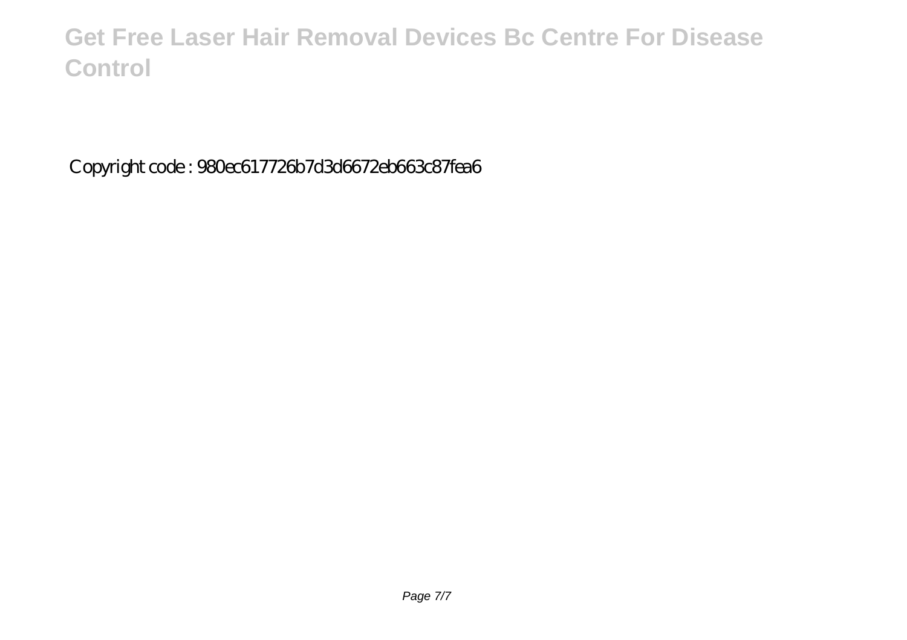Copyright code : 980ec617726b7d3d6672eb663c87fea6